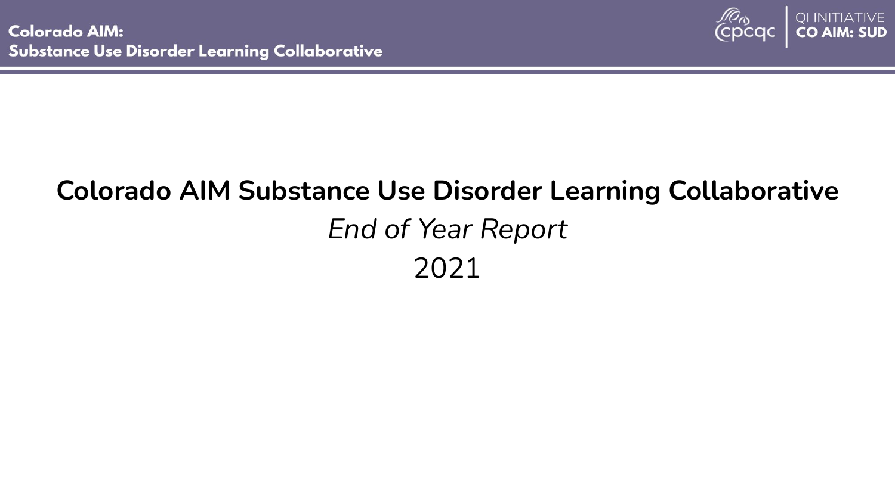# Colorado AIM Substance Use Disorder Learning Collaborative

*End of Year Report*

2021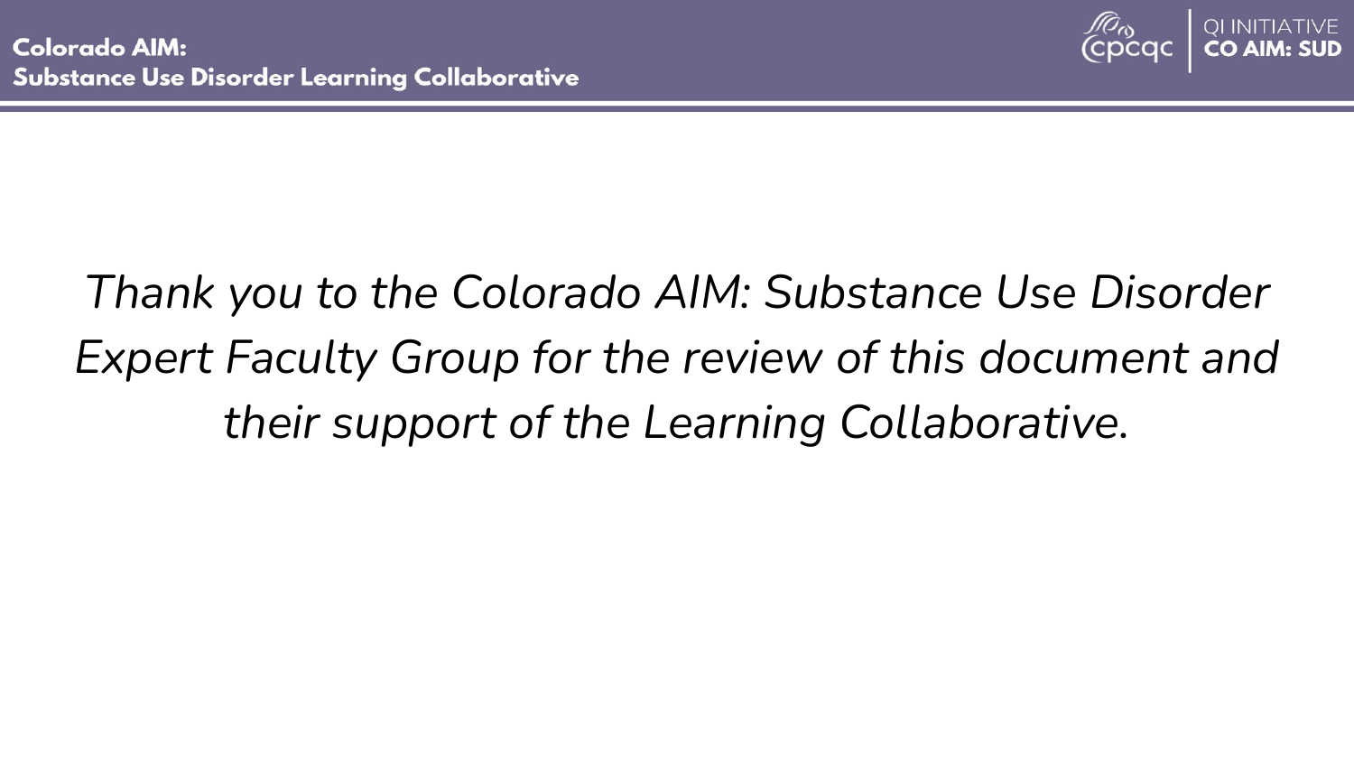*Thank you to the Colorado AIM: Substance Use Disorder Expert Faculty Group for the review of this document and their support of the Learning Collaborative.*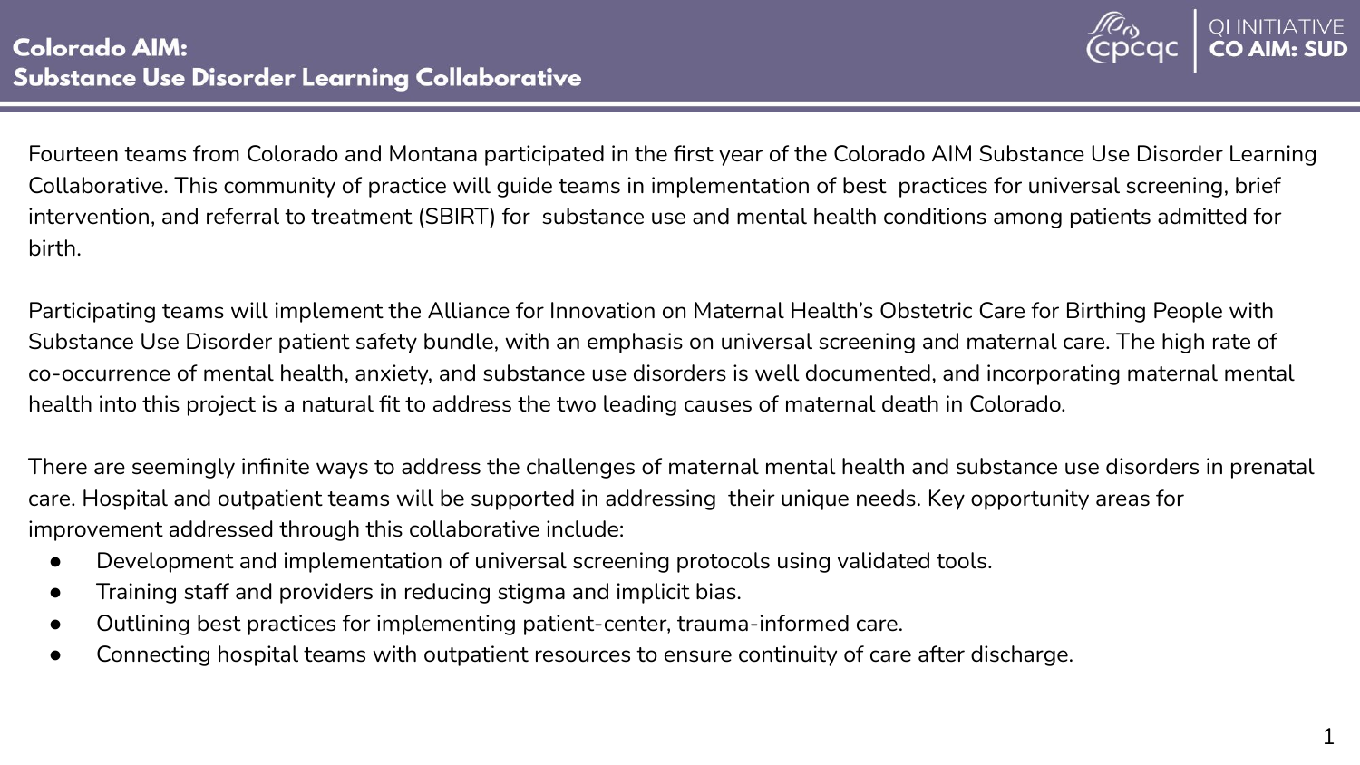# Colorado AIM: Substance Use Disorder Learning Collaborative

Fourteen teams from Colorado and Montana participated in the first year of the Colorado AIM Substance Use Disorder Learning Collaborative. This community of practice will guide teams in implementation of best practices for universal screening, brief intervention, and referral to treatment (SBIRT) for substance use and mental health conditions among patients admitted for birth.

Participating teams will implement the Alliance for Innovation on Maternal Health's Obstetric Care for Birthing People with Substance Use Disorder patient safety bundle, with an emphasis on universal screening and maternal care. The high rate of co-occurrence of mental health, anxiety, and substance use disorders is well documented, and incorporating maternal mental health into this project is a natural fit to address the two leading causes of maternal death in Colorado.

There are seemingly infinite ways to address the challenges of maternal mental health and substance use disorders in prenatal care. Hospital and outpatient teams will be supported in addressing their unique needs. Key opportunity areas for improvement addressed through this collaborative include:

- Development and implementation of universal screening protocols using validated tools.
- Training staff and providers in reducing stigma and implicit bias.
- Outlining best practices for implementing patient-center, trauma-informed care.
- Connecting hospital teams with outpatient resources to ensure continuity of care after discharge.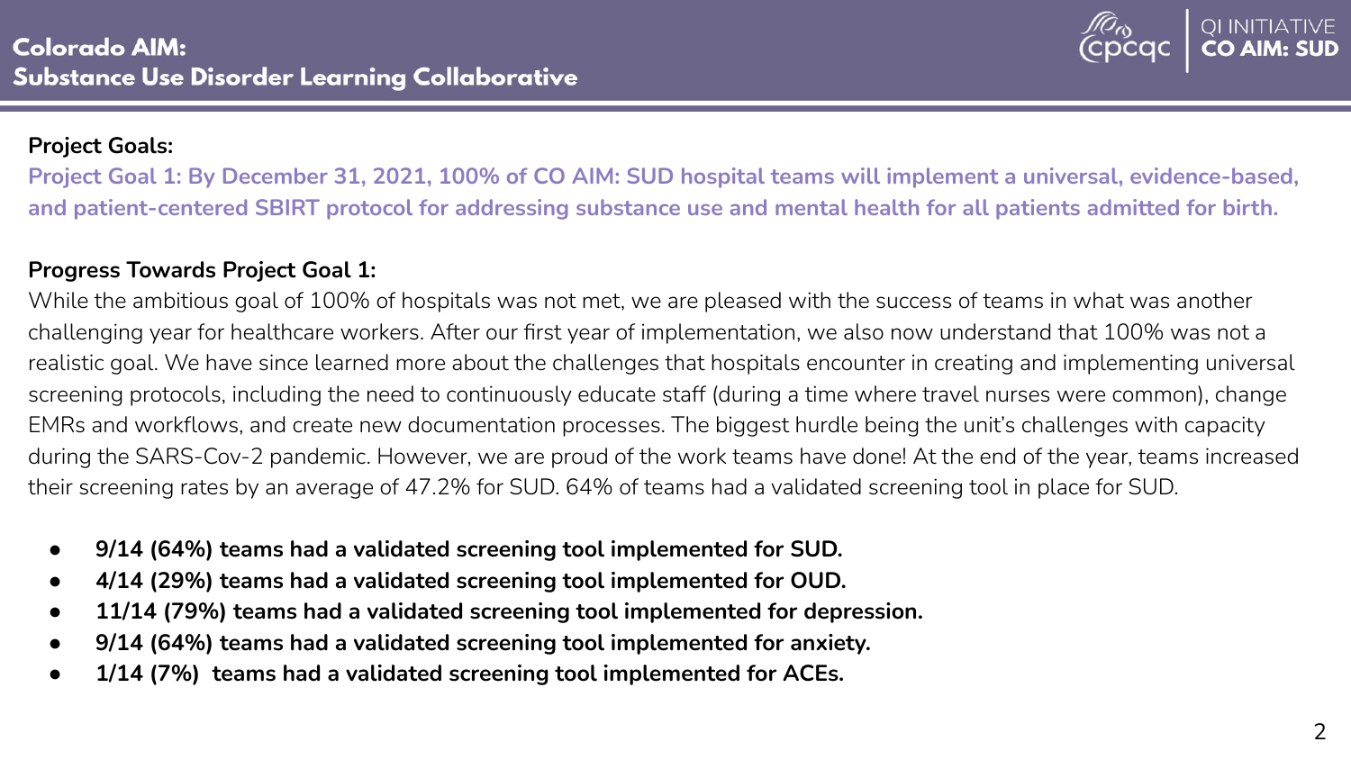# Colorado AIM: Substance Use Disorder Learning Collaborative

QI INITIATIVE
**CO AIM: SUD**

**Project Goals:**

**Project Goal 1: By December 31, 2021, 100% of CO AIM: SUD hospital teams will implement a universal, evidence-based, and patient-centered SBIRT protocol for addressing substance use and mental health for all patients admitted for birth.**

**Progress Towards Project Goal 1:**

While the ambitious goal of 100% of hospitals was not met, we are pleased with the success of teams in what was another challenging year for healthcare workers. After our first year of implementation, we also now understand that 100% was not a realistic goal. We have since learned more about the challenges that hospitals encounter in creating and implementing universal screening protocols, including the need to continuously educate staff (during a time where travel nurses were common), change EMRs and workflows, and create new documentation processes. The biggest hurdle being the unit's challenges with capacity during the SARS-Cov-2 pandemic. However, we are proud of the work teams have done! At the end of the year, teams increased their screening rates by an average of 47.2% for SUD. 64% of teams had a validated screening tool in place for SUD.

- **9/14 (64%) teams had a validated screening tool implemented for SUD.**
- **4/14 (29%) teams had a validated screening tool implemented for OUD.**
- **11/14 (79%) teams had a validated screening tool implemented for depression.**
- **9/14 (64%) teams had a validated screening tool implemented for anxiety.**
- **1/14 (7%) teams had a validated screening tool implemented for ACEs.**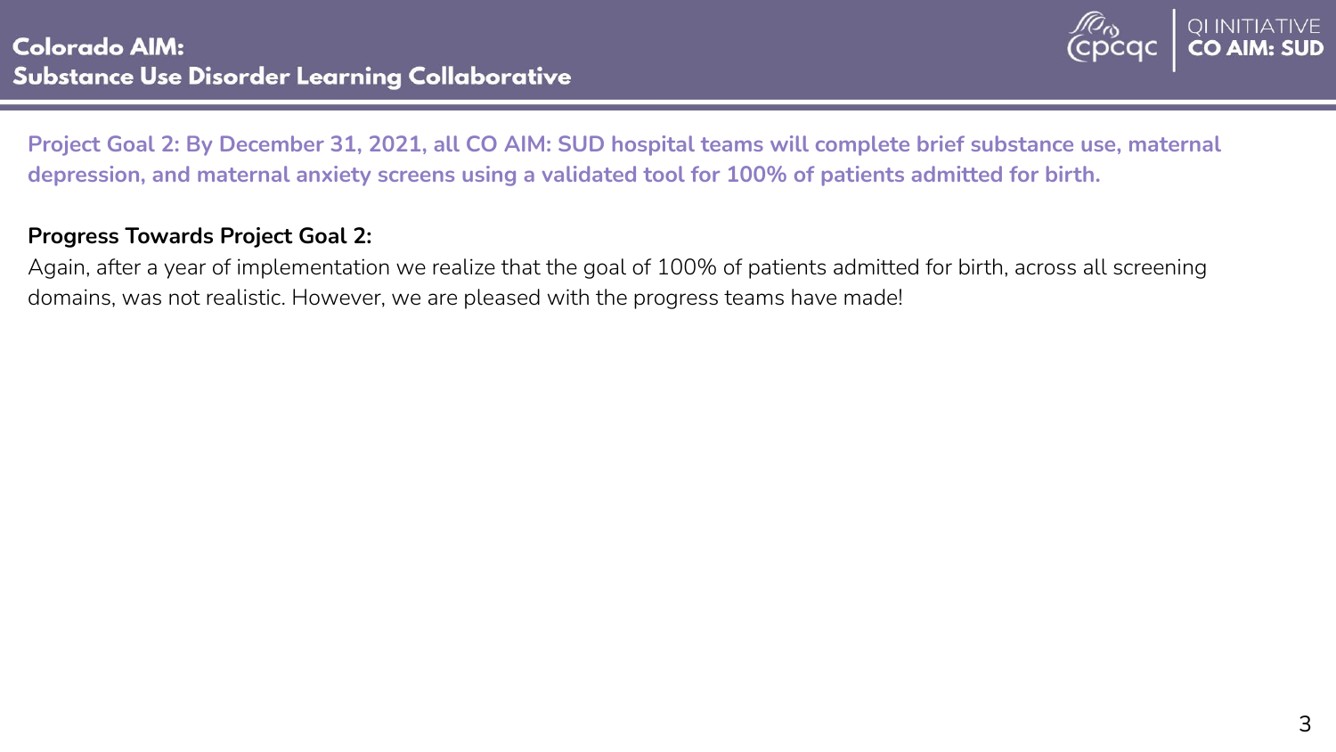**Project Goal 2: By December 31, 2021, all CO AIM: SUD hospital teams will complete brief substance use, maternal depression, and maternal anxiety screens using a validated tool for 100% of patients admitted for birth.**

**Progress Towards Project Goal 2:**

Again, after a year of implementation we realize that the goal of 100% of patients admitted for birth, across all screening domains, was not realistic. However, we are pleased with the progress teams have made!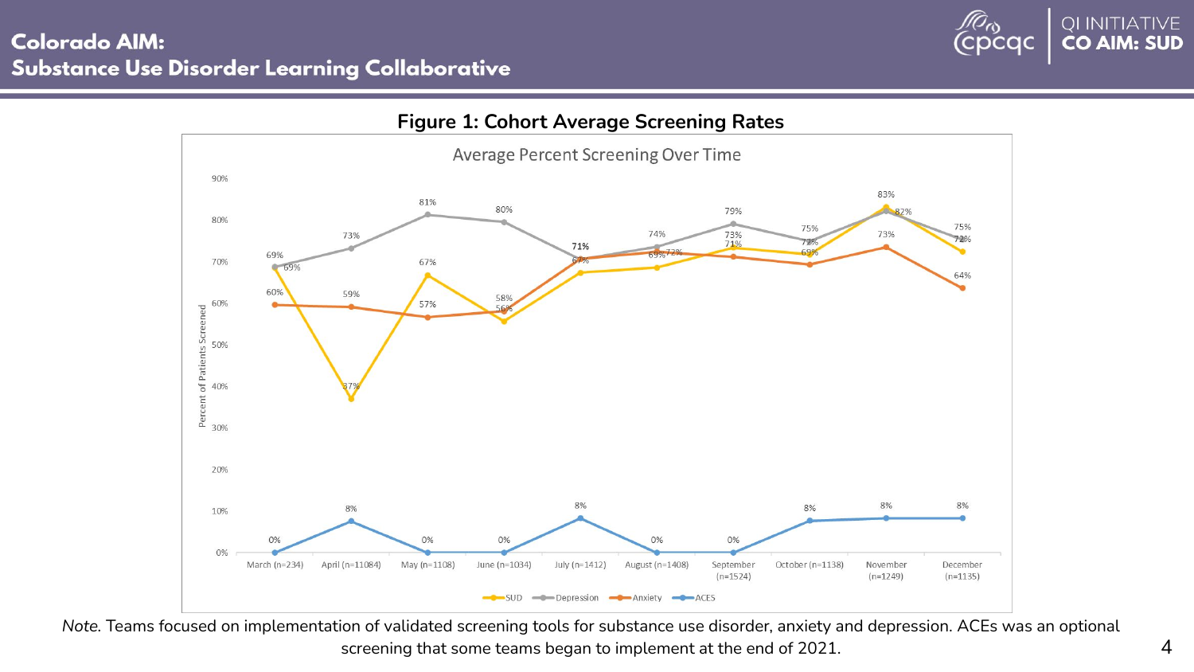**Figure 1: Cohort Average Screening Rates**

Average Percent Screening Over Time

*Note.* Teams focused on implementation of validated screening tools for substance use disorder, anxiety and depression. ACEs was an optional screening that some teams began to implement at the end of 2021.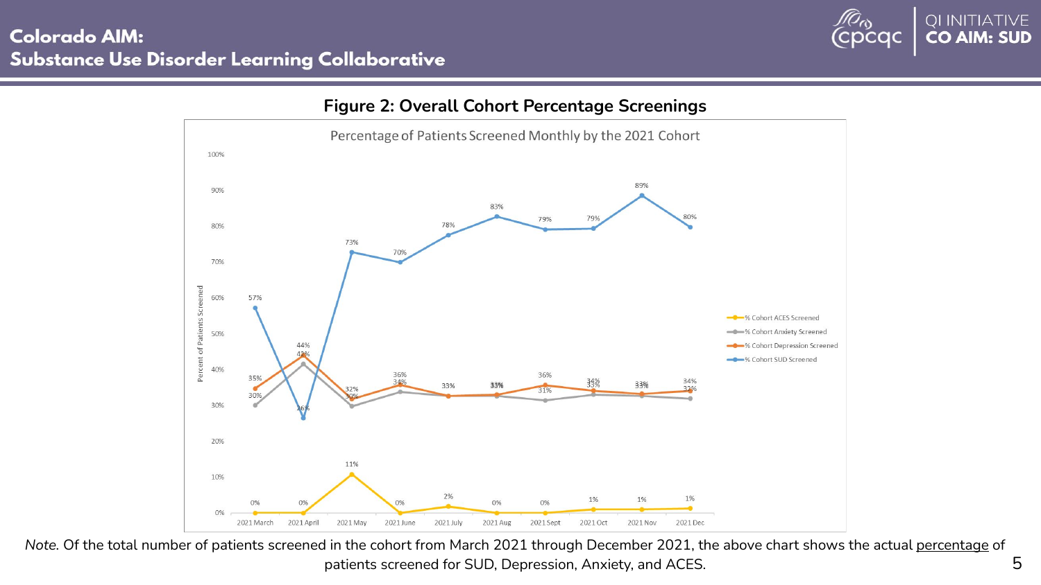## Figure 2: Overall Cohort Percentage Screenings

Percentage of Patients Screened Monthly by the 2021 Cohort

*Note.* Of the total number of patients screened in the cohort from March 2021 through December 2021, the above chart shows the actual percentage of patients screened for SUD, Depression, Anxiety, and ACES.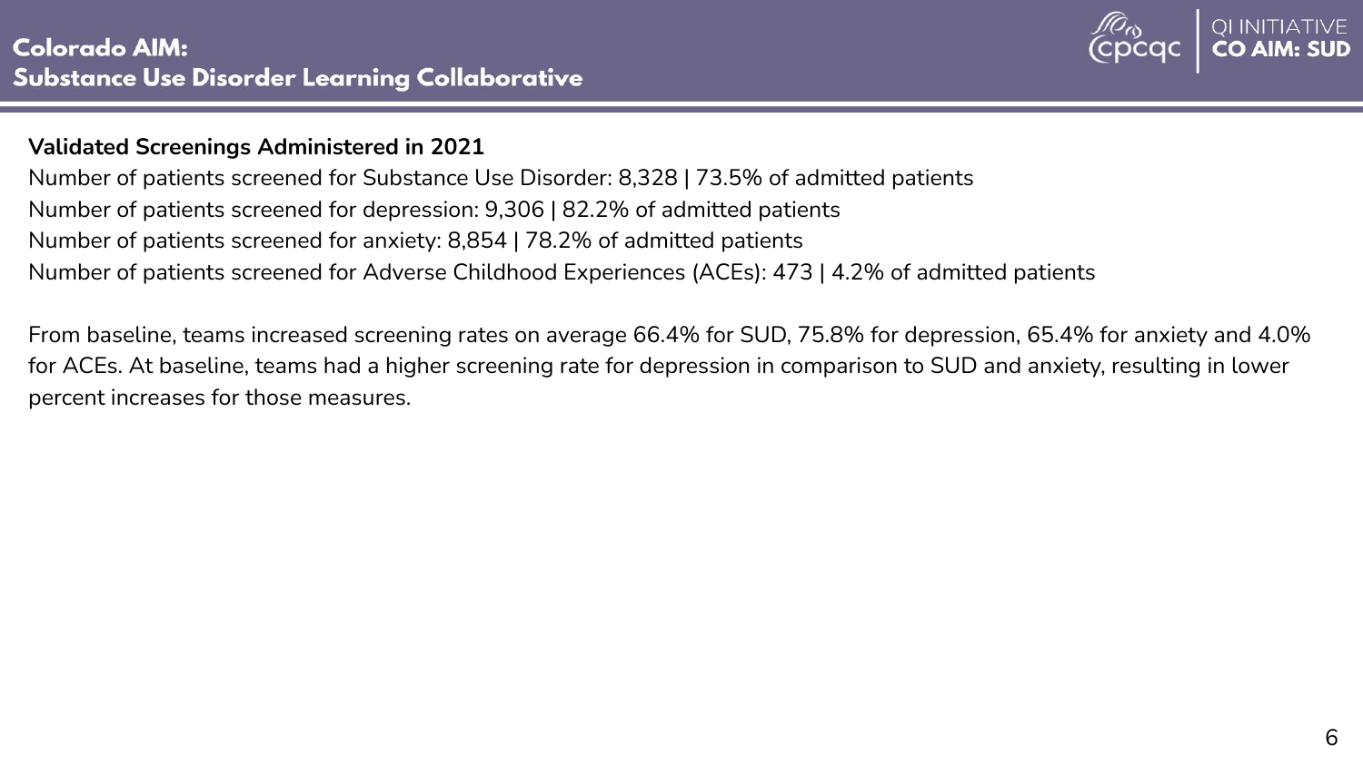**Validated Screenings Administered in 2021**

Number of patients screened for Substance Use Disorder: 8,328 | 73.5% of admitted patients
Number of patients screened for depression: 9,306 | 82.2% of admitted patients
Number of patients screened for anxiety: 8,854 | 78.2% of admitted patients
Number of patients screened for Adverse Childhood Experiences (ACEs): 473 | 4.2% of admitted patients

From baseline, teams increased screening rates on average 66.4% for SUD, 75.8% for depression, 65.4% for anxiety and 4.0% for ACEs. At baseline, teams had a higher screening rate for depression in comparison to SUD and anxiety, resulting in lower percent increases for those measures.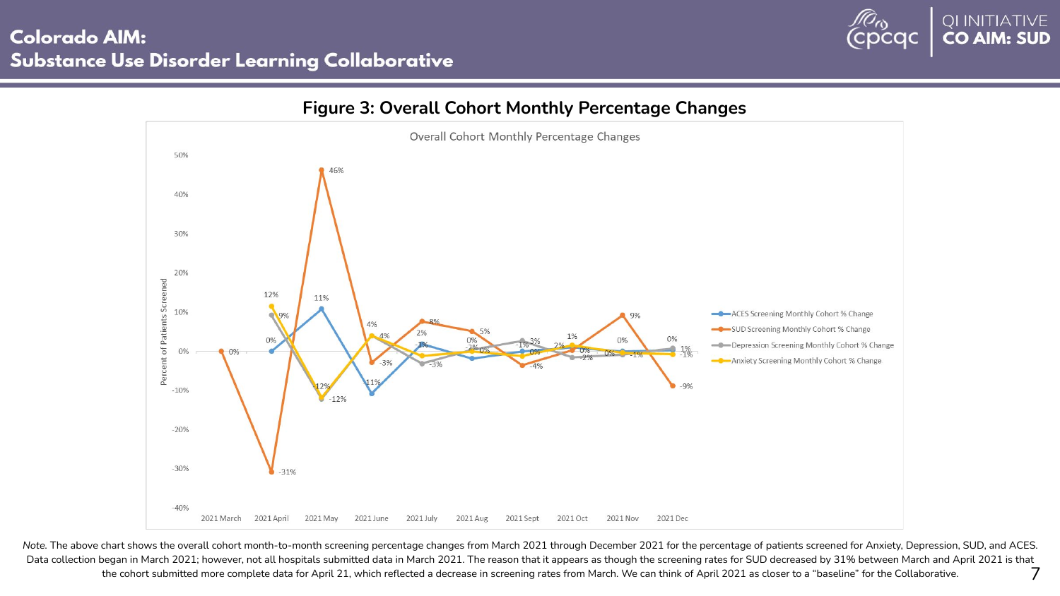# Colorado AIM: Substance Use Disorder Learning Collaborative

## Figure 3: Overall Cohort Monthly Percentage Changes

*Note.* The above chart shows the overall cohort month-to-month screening percentage changes from March 2021 through December 2021 for the percentage of patients screened for Anxiety, Depression, SUD, and ACES. Data collection began in March 2021; however, not all hospitals submitted data in March 2021. The reason that it appears as though the screening rates for SUD decreased by 31% between March and April 2021 is that the cohort submitted more complete data for April 21, which reflected a decrease in screening rates from March. We can think of April 2021 as closer to a "baseline" for the Collaborative.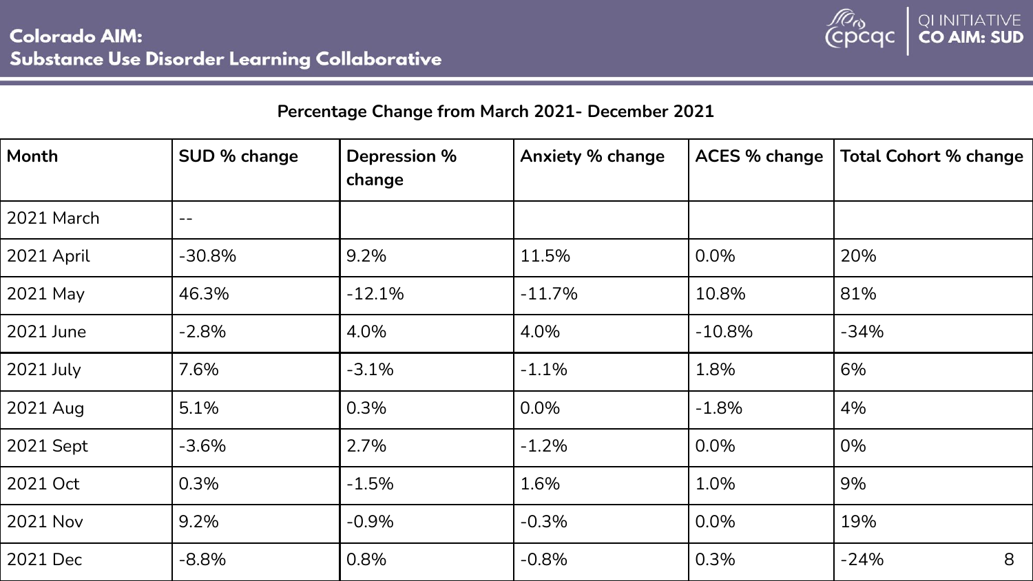# Colorado AIM: Substance Use Disorder Learning Collaborative

QI INITIATIVE **CO AIM: SUD**

## Percentage Change from March 2021- December 2021

| Month | SUD % change | Depression % change | Anxiety % change | ACES % change | Total Cohort % change |
|---|---|---|---|---|---|
| 2021 March | -- | | | | |
| 2021 April | -30.8% | 9.2% | 11.5% | 0.0% | 20% |
| 2021 May | 46.3% | -12.1% | -11.7% | 10.8% | 81% |
| 2021 June | -2.8% | 4.0% | 4.0% | -10.8% | -34% |
| 2021 July | 7.6% | -3.1% | -1.1% | 1.8% | 6% |
| 2021 Aug | 5.1% | 0.3% | 0.0% | -1.8% | 4% |
| 2021 Sept | -3.6% | 2.7% | -1.2% | 0.0% | 0% |
| 2021 Oct | 0.3% | -1.5% | 1.6% | 1.0% | 9% |
| 2021 Nov | 9.2% | -0.9% | -0.3% | 0.0% | 19% |
| 2021 Dec | -8.8% | 0.8% | -0.8% | 0.3% | -24% |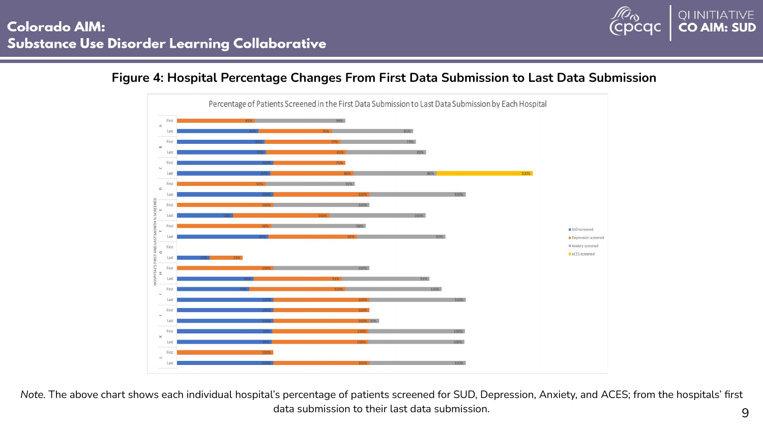## Figure 4: Hospital Percentage Changes From First Data Submission to Last Data Submission

Percentage of Patients Screened in the First Data Submission to Last Data Submission by Each Hospital

| Hospital | Submission | SUD screened | Depression screened | Anxiety screened | ACES screened |
|---|---|---|---|---|---|
| A | First | | 81% | 94% | |
| A | Last | 85% | 76% | 85% | |
| B | First | 91% | 79% | 79% | |
| B | Last | 93% | 83% | 83% | |
| C | First | 100% | 75% | | |
| C | Last | 97% | 86% | 86% | 100% |
| D | First | | 92% | 92% | |
| D | Last | 100% | 100% | 100% | |
| E | First | | 100% | 100% | |
| E | Last | 58% | 100% | 100% | |
| F | First | | 98% | 98% | |
| F | Last | 95% | 92% | 92% | |
| G | First | | | | |
| G | Last | 34% | 34% | | |
| H | First | | 100% | 100% | |
| H | Last | 80% | 91% | 91% | |
| I | First | 75% | 100% | 100% | |
| I | Last | 100% | 100% | 100% | |
| J | First | 100% | 100% | | |
| J | Last | 100% | 100% | 10% | |
| K | First | 99% | 100% | 100% | |
| K | Last | 99% | 100% | 100% | |
| L | First | | 100% | | |
| L | Last | 100% | 100% | 100% | |

*Note.* The above chart shows each individual hospital's percentage of patients screened for SUD, Depression, Anxiety, and ACES; from the hospitals' first data submission to their last data submission.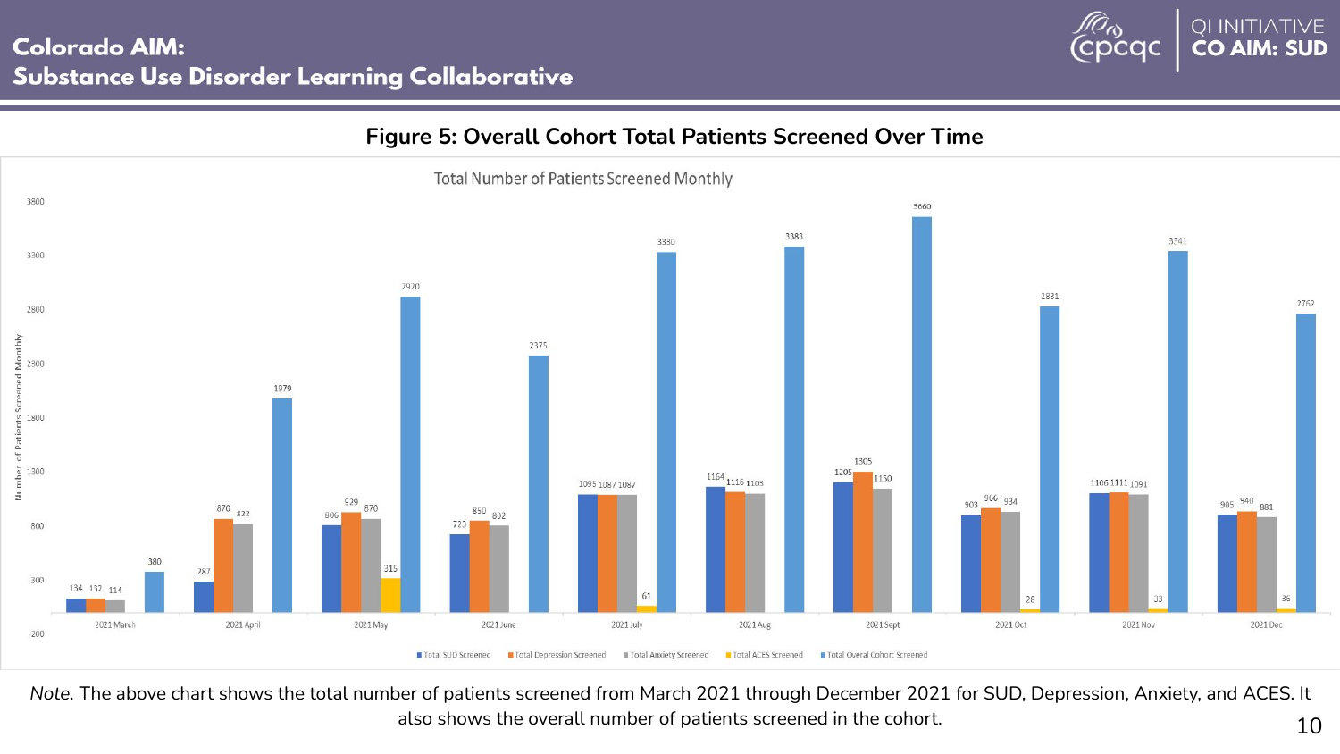# Colorado AIM: Substance Use Disorder Learning Collaborative

QI INITIATIVE **CO AIM: SUD**

**Figure 5: Overall Cohort Total Patients Screened Over Time**

Total Number of Patients Screened Monthly

| Month | Total SUD Screened | Total Depression Screened | Total Anxiety Screened | Total ACES Screened | Total Overal Cohort Screened |
|---|---|---|---|---|---|
| 2021 March | 134 | 132 | 114 | | 380 |
| 2021 April | 287 | 870 | 822 | | 1979 |
| 2021 May | 806 | 929 | 870 | 315 | 2920 |
| 2021 June | 723 | 850 | 802 | | 2375 |
| 2021 July | 1095 | 1087 | 1087 | 61 | 3330 |
| 2021 Aug | 1164 | 1116 | 1103 | | 3383 |
| 2021 Sept | 1205 | 1305 | 1150 | | 3660 |
| 2021 Oct | 903 | 966 | 934 | 28 | 2831 |
| 2021 Nov | 1106 | 1111 | 1091 | 33 | 3341 |
| 2021 Dec | 905 | 940 | 881 | 36 | 2762 |

*Note*. The above chart shows the total number of patients screened from March 2021 through December 2021 for SUD, Depression, Anxiety, and ACES. It also shows the overall number of patients screened in the cohort.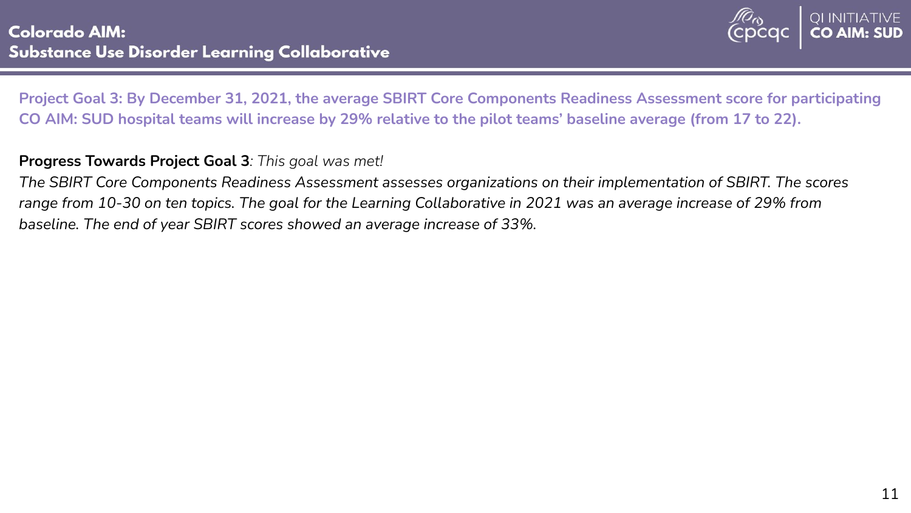**Project Goal 3: By December 31, 2021, the average SBIRT Core Components Readiness Assessment score for participating CO AIM: SUD hospital teams will increase by 29% relative to the pilot teams' baseline average (from 17 to 22).**

**Progress Towards Project Goal 3**: *This goal was met!*

*The SBIRT Core Components Readiness Assessment assesses organizations on their implementation of SBIRT. The scores range from 10-30 on ten topics. The goal for the Learning Collaborative in 2021 was an average increase of 29% from baseline. The end of year SBIRT scores showed an average increase of 33%.*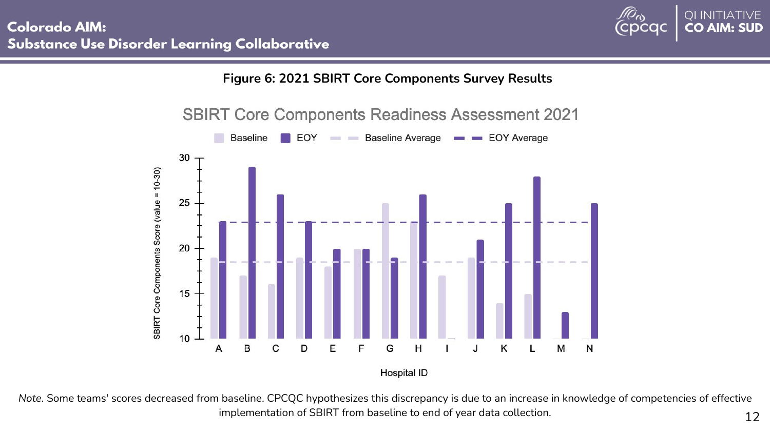**Figure 6: 2021 SBIRT Core Components Survey Results**

*Note.* Some teams' scores decreased from baseline. CPCQC hypothesizes this discrepancy is due to an increase in knowledge of competencies of effective implementation of SBIRT from baseline to end of year data collection.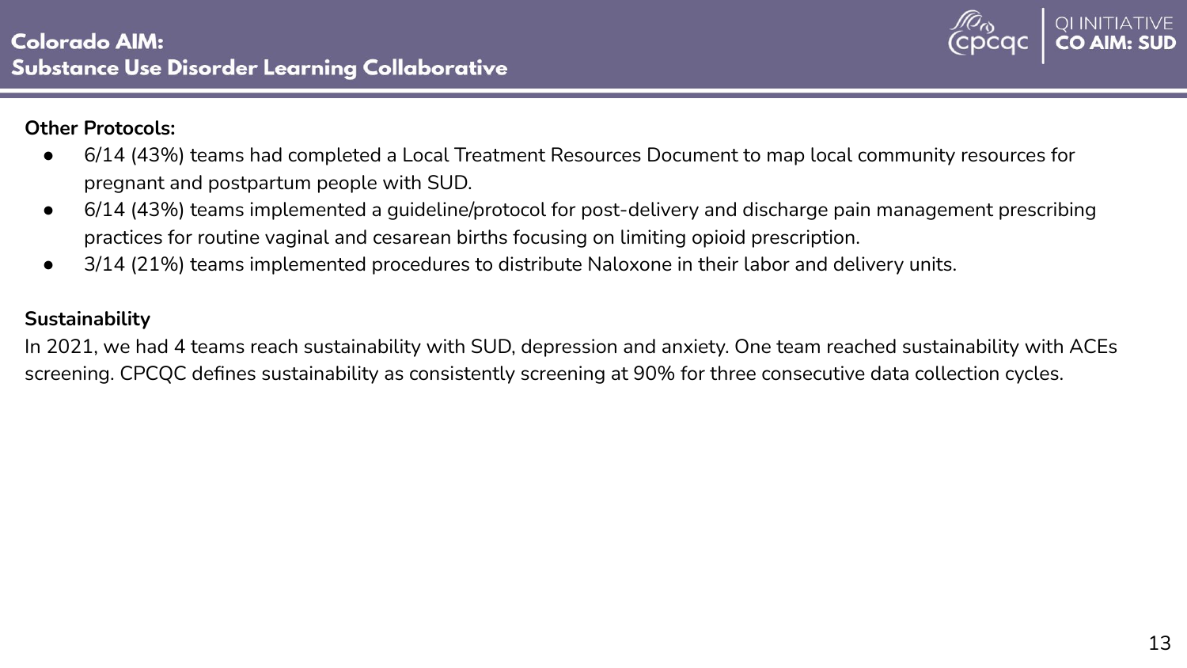**Other Protocols:**

- 6/14 (43%) teams had completed a Local Treatment Resources Document to map local community resources for pregnant and postpartum people with SUD.
- 6/14 (43%) teams implemented a guideline/protocol for post-delivery and discharge pain management prescribing practices for routine vaginal and cesarean births focusing on limiting opioid prescription.
- 3/14 (21%) teams implemented procedures to distribute Naloxone in their labor and delivery units.

**Sustainability**

In 2021, we had 4 teams reach sustainability with SUD, depression and anxiety. One team reached sustainability with ACEs screening. CPCQC defines sustainability as consistently screening at 90% for three consecutive data collection cycles.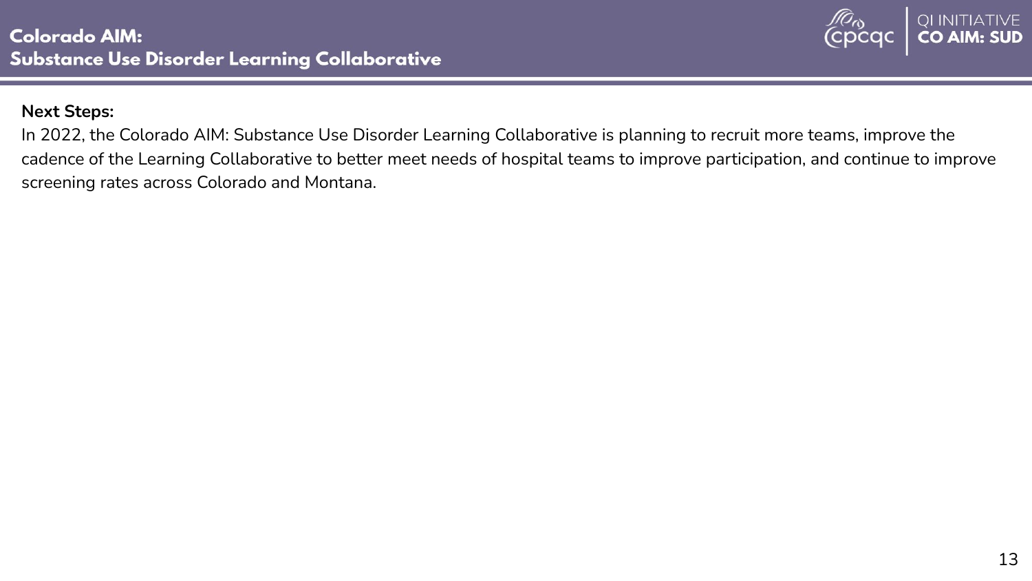**Next Steps:**

In 2022, the Colorado AIM: Substance Use Disorder Learning Collaborative is planning to recruit more teams, improve the cadence of the Learning Collaborative to better meet needs of hospital teams to improve participation, and continue to improve screening rates across Colorado and Montana.